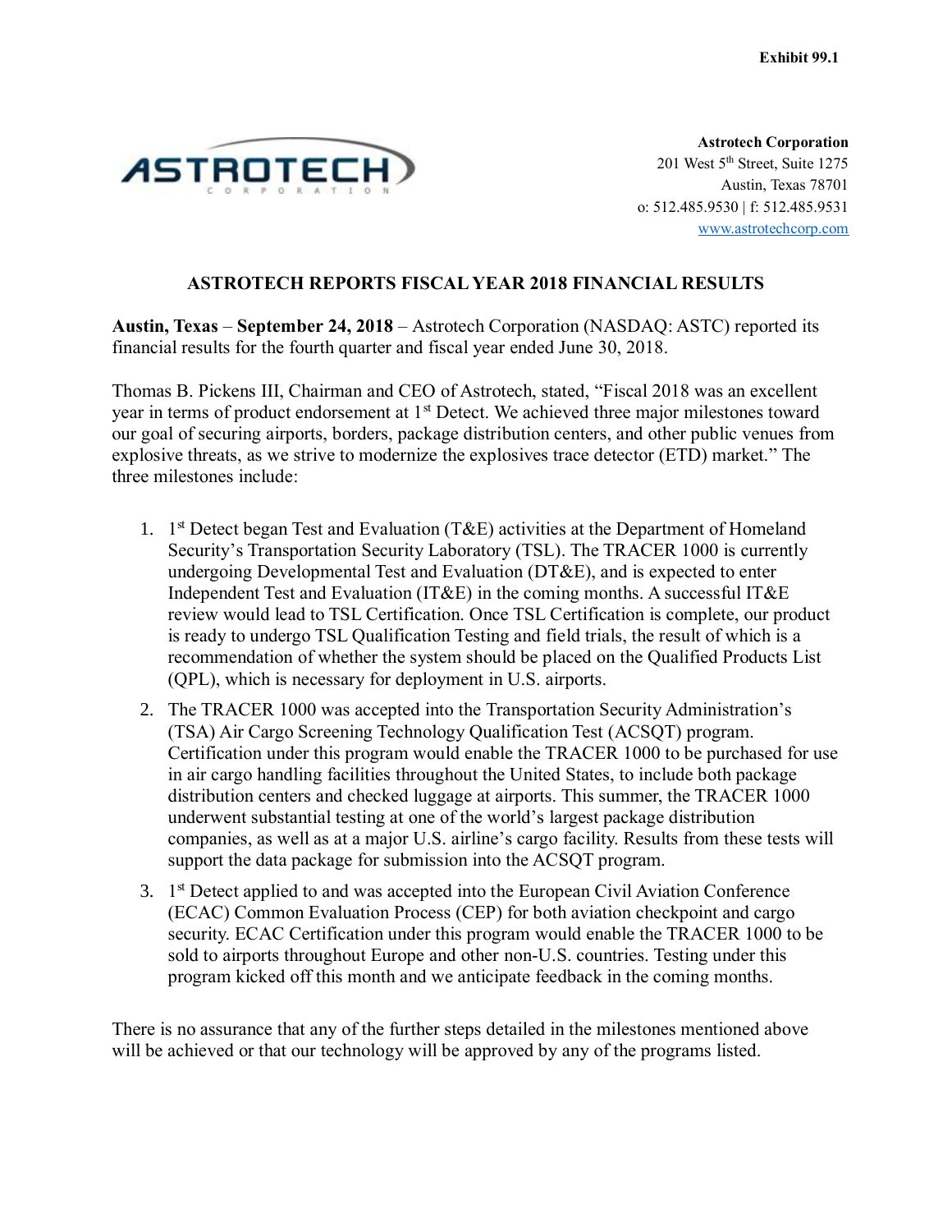**Exhibit 99.1**

**Astrotech Corporation**
201 West 5th Street, Suite 1275
Austin, Texas 78701
o: 512.485.9530 | f: 512.485.9531
www.astrotechcorp.com

# ASTROTECH REPORTS FISCAL YEAR 2018 FINANCIAL RESULTS

**Austin, Texas** – **September 24, 2018** – Astrotech Corporation (NASDAQ: ASTC) reported its financial results for the fourth quarter and fiscal year ended June 30, 2018.

Thomas B. Pickens III, Chairman and CEO of Astrotech, stated, "Fiscal 2018 was an excellent year in terms of product endorsement at 1st Detect. We achieved three major milestones toward our goal of securing airports, borders, package distribution centers, and other public venues from explosive threats, as we strive to modernize the explosives trace detector (ETD) market." The three milestones include:

1. 1st Detect began Test and Evaluation (T&E) activities at the Department of Homeland Security's Transportation Security Laboratory (TSL). The TRACER 1000 is currently undergoing Developmental Test and Evaluation (DT&E), and is expected to enter Independent Test and Evaluation (IT&E) in the coming months. A successful IT&E review would lead to TSL Certification. Once TSL Certification is complete, our product is ready to undergo TSL Qualification Testing and field trials, the result of which is a recommendation of whether the system should be placed on the Qualified Products List (QPL), which is necessary for deployment in U.S. airports.
2. The TRACER 1000 was accepted into the Transportation Security Administration's (TSA) Air Cargo Screening Technology Qualification Test (ACSQT) program. Certification under this program would enable the TRACER 1000 to be purchased for use in air cargo handling facilities throughout the United States, to include both package distribution centers and checked luggage at airports. This summer, the TRACER 1000 underwent substantial testing at one of the world's largest package distribution companies, as well as at a major U.S. airline's cargo facility. Results from these tests will support the data package for submission into the ACSQT program.
3. 1st Detect applied to and was accepted into the European Civil Aviation Conference (ECAC) Common Evaluation Process (CEP) for both aviation checkpoint and cargo security. ECAC Certification under this program would enable the TRACER 1000 to be sold to airports throughout Europe and other non-U.S. countries. Testing under this program kicked off this month and we anticipate feedback in the coming months.

There is no assurance that any of the further steps detailed in the milestones mentioned above will be achieved or that our technology will be approved by any of the programs listed.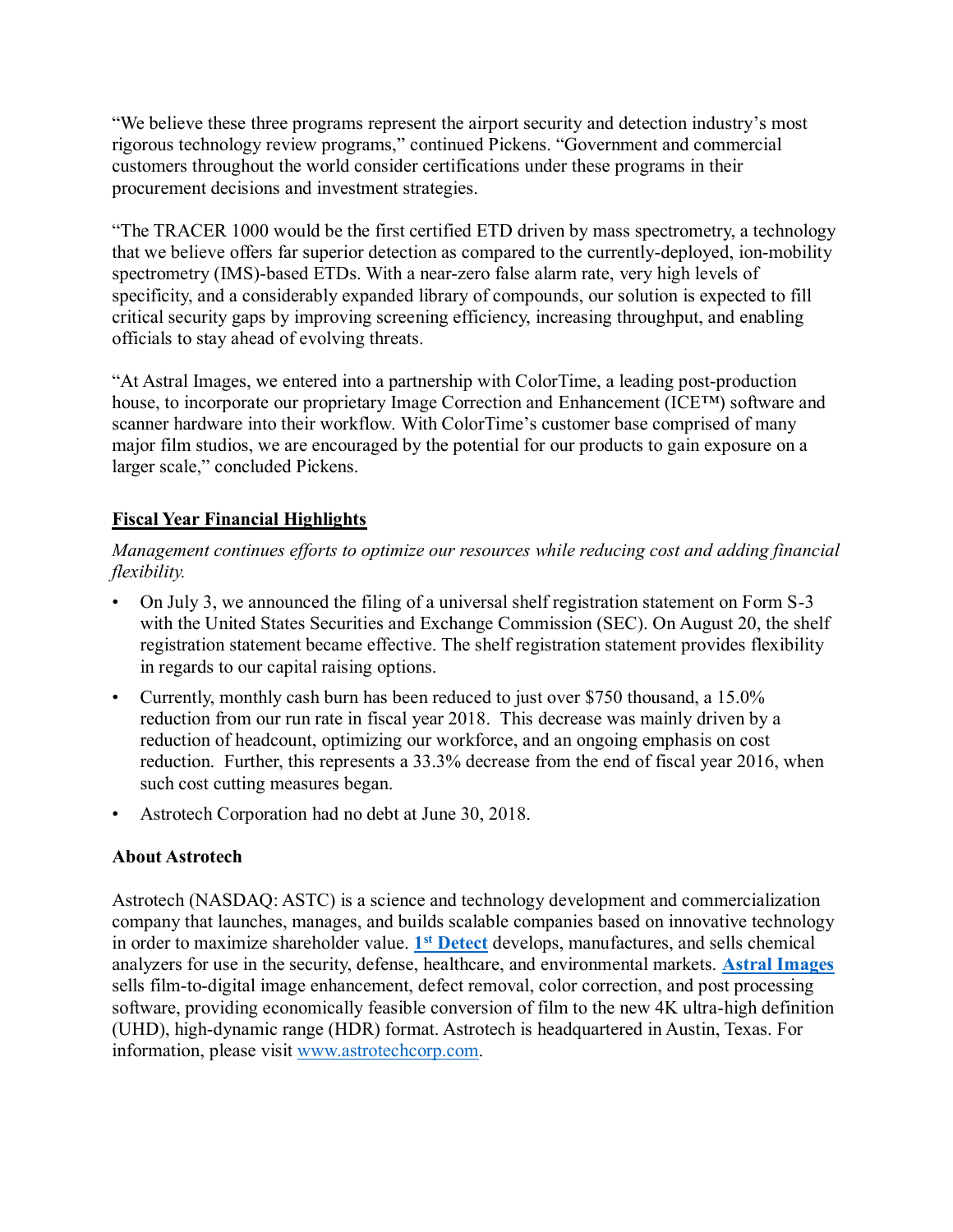"We believe these three programs represent the airport security and detection industry's most rigorous technology review programs," continued Pickens. "Government and commercial customers throughout the world consider certifications under these programs in their procurement decisions and investment strategies.

"The TRACER 1000 would be the first certified ETD driven by mass spectrometry, a technology that we believe offers far superior detection as compared to the currently-deployed, ion-mobility spectrometry (IMS)-based ETDs. With a near-zero false alarm rate, very high levels of specificity, and a considerably expanded library of compounds, our solution is expected to fill critical security gaps by improving screening efficiency, increasing throughput, and enabling officials to stay ahead of evolving threats.

"At Astral Images, we entered into a partnership with ColorTime, a leading post-production house, to incorporate our proprietary Image Correction and Enhancement (ICE™) software and scanner hardware into their workflow. With ColorTime's customer base comprised of many major film studios, we are encouraged by the potential for our products to gain exposure on a larger scale," concluded Pickens.

**Fiscal Year Financial Highlights**

*Management continues efforts to optimize our resources while reducing cost and adding financial flexibility.*

- On July 3, we announced the filing of a universal shelf registration statement on Form S-3 with the United States Securities and Exchange Commission (SEC). On August 20, the shelf registration statement became effective. The shelf registration statement provides flexibility in regards to our capital raising options.
- Currently, monthly cash burn has been reduced to just over $750 thousand, a 15.0% reduction from our run rate in fiscal year 2018. This decrease was mainly driven by a reduction of headcount, optimizing our workforce, and an ongoing emphasis on cost reduction. Further, this represents a 33.3% decrease from the end of fiscal year 2016, when such cost cutting measures began.
- Astrotech Corporation had no debt at June 30, 2018.

**About Astrotech**

Astrotech (NASDAQ: ASTC) is a science and technology development and commercialization company that launches, manages, and builds scalable companies based on innovative technology in order to maximize shareholder value. **1st Detect** develops, manufactures, and sells chemical analyzers for use in the security, defense, healthcare, and environmental markets. **Astral Images** sells film-to-digital image enhancement, defect removal, color correction, and post processing software, providing economically feasible conversion of film to the new 4K ultra-high definition (UHD), high-dynamic range (HDR) format. Astrotech is headquartered in Austin, Texas. For information, please visit www.astrotechcorp.com.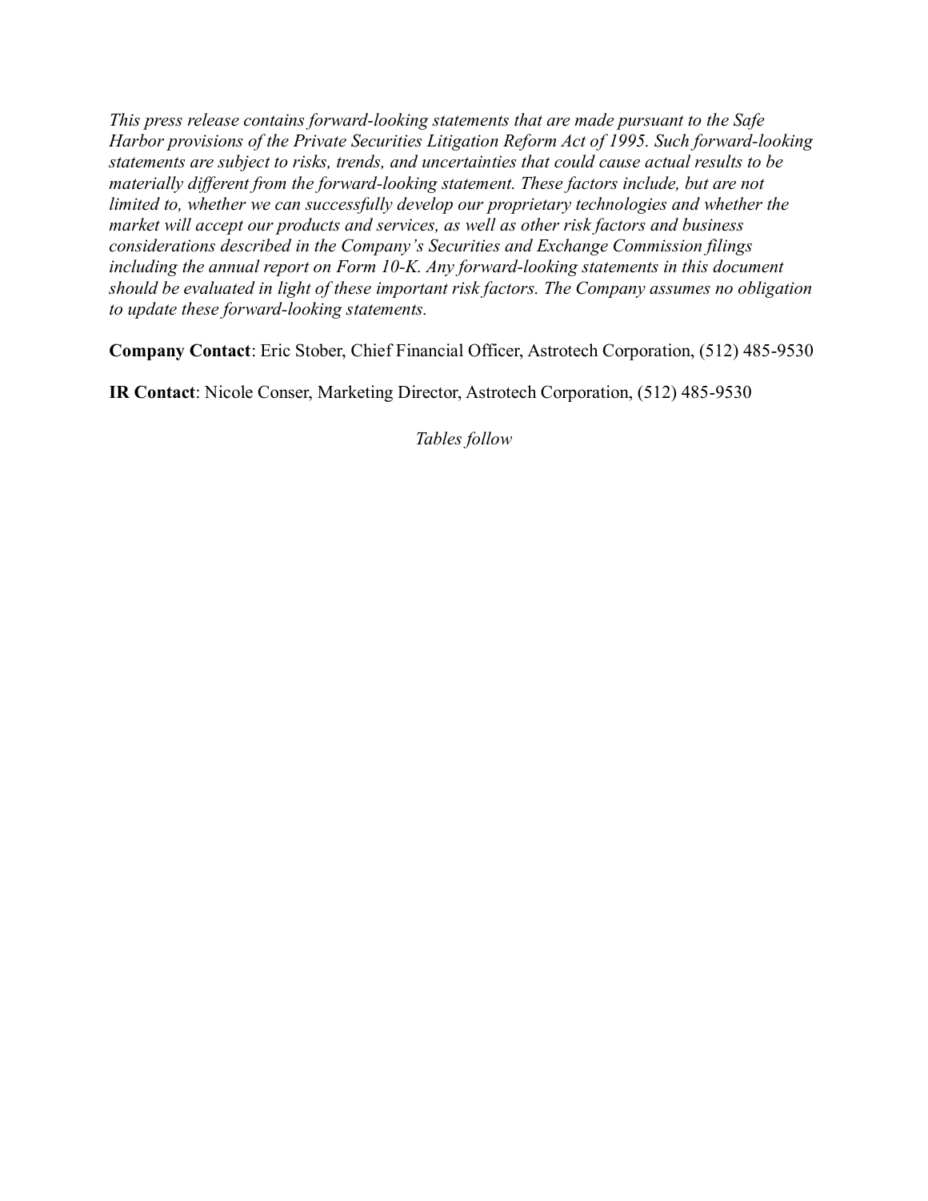*This press release contains forward-looking statements that are made pursuant to the Safe Harbor provisions of the Private Securities Litigation Reform Act of 1995. Such forward-looking statements are subject to risks, trends, and uncertainties that could cause actual results to be materially different from the forward-looking statement. These factors include, but are not limited to, whether we can successfully develop our proprietary technologies and whether the market will accept our products and services, as well as other risk factors and business considerations described in the Company's Securities and Exchange Commission filings including the annual report on Form 10-K. Any forward-looking statements in this document should be evaluated in light of these important risk factors. The Company assumes no obligation to update these forward-looking statements.*

**Company Contact**: Eric Stober, Chief Financial Officer, Astrotech Corporation, (512) 485-9530

**IR Contact**: Nicole Conser, Marketing Director, Astrotech Corporation, (512) 485-9530

*Tables follow*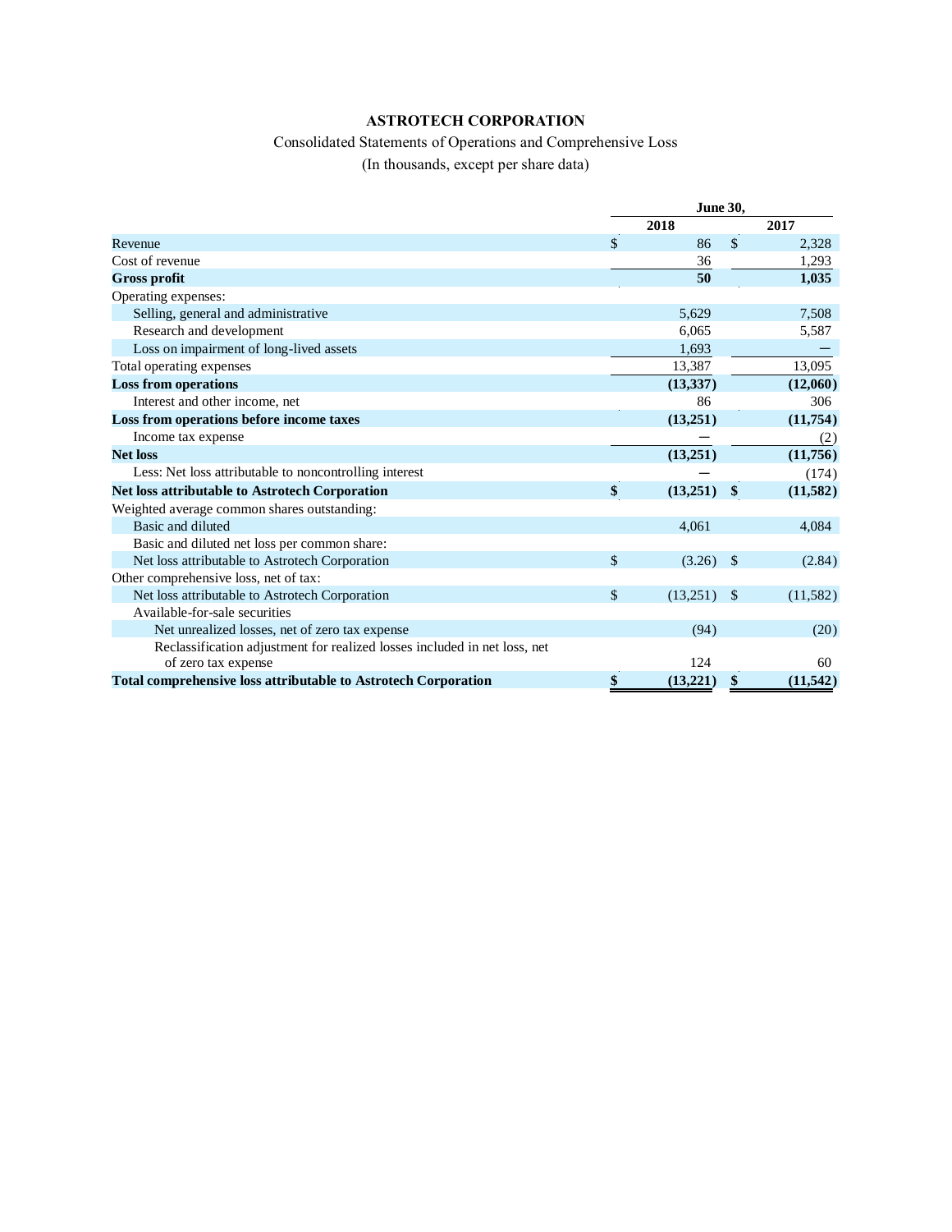# ASTROTECH CORPORATION

Consolidated Statements of Operations and Comprehensive Loss

(In thousands, except per share data)

| | June 30, | |
|---|---|---|
| | 2018 | 2017 |
| Revenue | $ 86 | $ 2,328 |
| Cost of revenue | 36 | 1,293 |
| **Gross profit** | **50** | **1,035** |
| Operating expenses: | | |
| Selling, general and administrative | 5,629 | 7,508 |
| Research and development | 6,065 | 5,587 |
| Loss on impairment of long-lived assets | 1,693 | — |
| Total operating expenses | 13,387 | 13,095 |
| **Loss from operations** | **(13,337)** | **(12,060)** |
| Interest and other income, net | 86 | 306 |
| **Loss from operations before income taxes** | **(13,251)** | **(11,754)** |
| Income tax expense | — | (2) |
| **Net loss** | **(13,251)** | **(11,756)** |
| Less: Net loss attributable to noncontrolling interest | — | (174) |
| **Net loss attributable to Astrotech Corporation** | **$ (13,251)** | **$ (11,582)** |
| Weighted average common shares outstanding: | | |
| Basic and diluted | 4,061 | 4,084 |
| Basic and diluted net loss per common share: | | |
| Net loss attributable to Astrotech Corporation | $ (3.26) | $ (2.84) |
| Other comprehensive loss, net of tax: | | |
| Net loss attributable to Astrotech Corporation | $ (13,251) | $ (11,582) |
| Available-for-sale securities | | |
| Net unrealized losses, net of zero tax expense | (94) | (20) |
| Reclassification adjustment for realized losses included in net loss, net of zero tax expense | 124 | 60 |
| **Total comprehensive loss attributable to Astrotech Corporation** | **$ (13,221)** | **$ (11,542)** |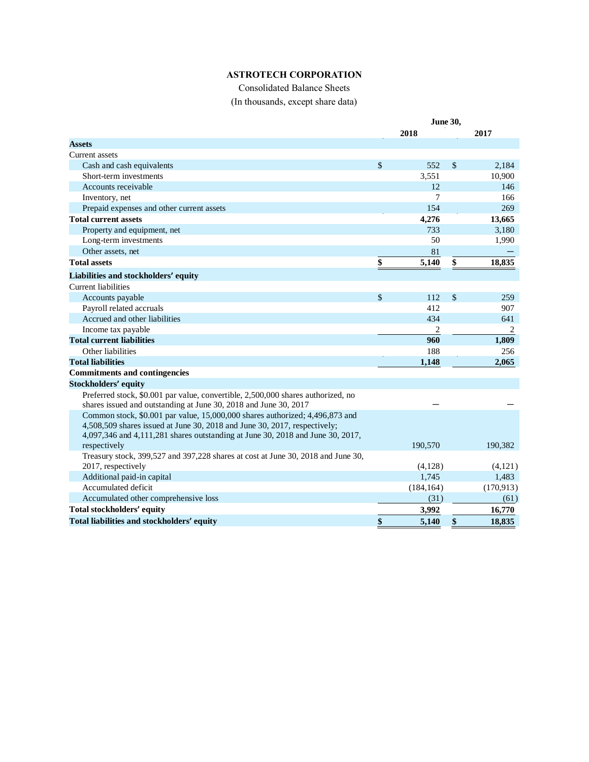**ASTROTECH CORPORATION**

Consolidated Balance Sheets

(In thousands, except share data)

| | June 30, 2018 | June 30, 2017 |
|---|---|---|
| **Assets** | | |
| Current assets | | |
| Cash and cash equivalents | $ 552 | $ 2,184 |
| Short-term investments | 3,551 | 10,900 |
| Accounts receivable | 12 | 146 |
| Inventory, net | 7 | 166 |
| Prepaid expenses and other current assets | 154 | 269 |
| **Total current assets** | **4,276** | **13,665** |
| Property and equipment, net | 733 | 3,180 |
| Long-term investments | 50 | 1,990 |
| Other assets, net | 81 | — |
| **Total assets** | **$ 5,140** | **$ 18,835** |
| **Liabilities and stockholders' equity** | | |
| Current liabilities | | |
| Accounts payable | $ 112 | $ 259 |
| Payroll related accruals | 412 | 907 |
| Accrued and other liabilities | 434 | 641 |
| Income tax payable | 2 | 2 |
| **Total current liabilities** | **960** | **1,809** |
| Other liabilities | 188 | 256 |
| **Total liabilities** | **1,148** | **2,065** |
| **Commitments and contingencies** | | |
| **Stockholders' equity** | | |
| Preferred stock, $0.001 par value, convertible, 2,500,000 shares authorized, no shares issued and outstanding at June 30, 2018 and June 30, 2017 | — | — |
| Common stock, $0.001 par value, 15,000,000 shares authorized; 4,496,873 and 4,508,509 shares issued at June 30, 2018 and June 30, 2017, respectively; 4,097,346 and 4,111,281 shares outstanding at June 30, 2018 and June 30, 2017, respectively | 190,570 | 190,382 |
| Treasury stock, 399,527 and 397,228 shares at cost at June 30, 2018 and June 30, 2017, respectively | (4,128) | (4,121) |
| Additional paid-in capital | 1,745 | 1,483 |
| Accumulated deficit | (184,164) | (170,913) |
| Accumulated other comprehensive loss | (31) | (61) |
| **Total stockholders' equity** | **3,992** | **16,770** |
| **Total liabilities and stockholders' equity** | **$ 5,140** | **$ 18,835** |